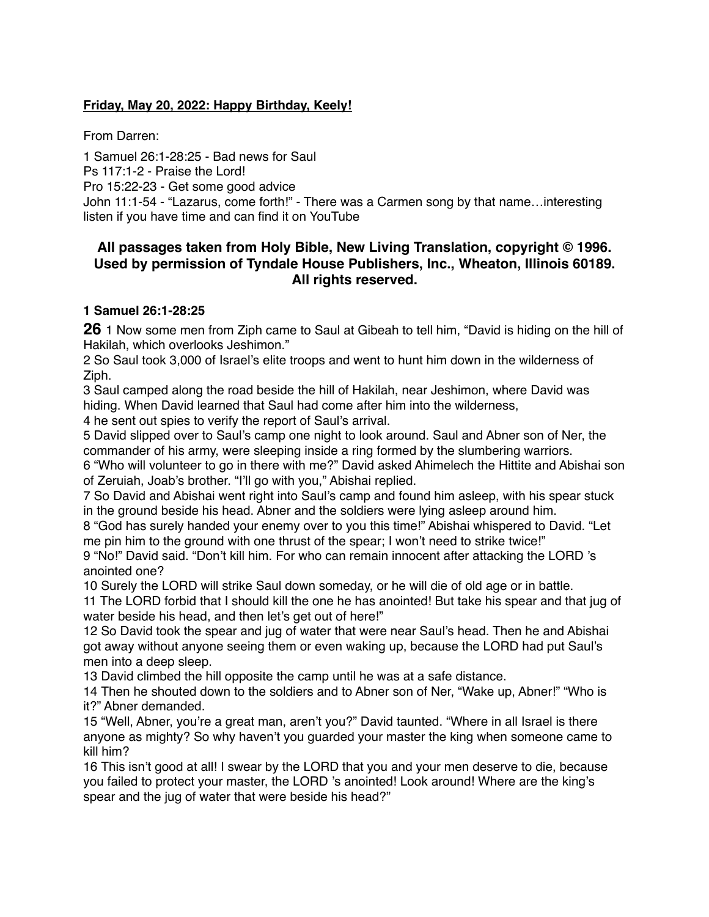**Friday, May 20, 2022: Happy Birthday, Keely!**

From Darren:

1 Samuel 26:1-28:25 - Bad news for Saul
Ps 117:1-2 - Praise the Lord!
Pro 15:22-23 - Get some good advice
John 11:1-54 - "Lazarus, come forth!" - There was a Carmen song by that name…interesting listen if you have time and can find it on YouTube

## All passages taken from Holy Bible, New Living Translation, copyright © 1996. Used by permission of Tyndale House Publishers, Inc., Wheaton, Illinois 60189. All rights reserved.

### 1 Samuel 26:1-28:25

**26** 1 Now some men from Ziph came to Saul at Gibeah to tell him, "David is hiding on the hill of Hakilah, which overlooks Jeshimon."
2 So Saul took 3,000 of Israel's elite troops and went to hunt him down in the wilderness of Ziph.
3 Saul camped along the road beside the hill of Hakilah, near Jeshimon, where David was hiding. When David learned that Saul had come after him into the wilderness,
4 he sent out spies to verify the report of Saul's arrival.
5 David slipped over to Saul's camp one night to look around. Saul and Abner son of Ner, the commander of his army, were sleeping inside a ring formed by the slumbering warriors.
6 "Who will volunteer to go in there with me?" David asked Ahimelech the Hittite and Abishai son of Zeruiah, Joab's brother. "I'll go with you," Abishai replied.
7 So David and Abishai went right into Saul's camp and found him asleep, with his spear stuck in the ground beside his head. Abner and the soldiers were lying asleep around him.
8 "God has surely handed your enemy over to you this time!" Abishai whispered to David. "Let me pin him to the ground with one thrust of the spear; I won't need to strike twice!"
9 "No!" David said. "Don't kill him. For who can remain innocent after attacking the LORD 's anointed one?
10 Surely the LORD will strike Saul down someday, or he will die of old age or in battle.
11 The LORD forbid that I should kill the one he has anointed! But take his spear and that jug of water beside his head, and then let's get out of here!"
12 So David took the spear and jug of water that were near Saul's head. Then he and Abishai got away without anyone seeing them or even waking up, because the LORD had put Saul's men into a deep sleep.
13 David climbed the hill opposite the camp until he was at a safe distance.
14 Then he shouted down to the soldiers and to Abner son of Ner, "Wake up, Abner!" "Who is it?" Abner demanded.
15 "Well, Abner, you're a great man, aren't you?" David taunted. "Where in all Israel is there anyone as mighty? So why haven't you guarded your master the king when someone came to kill him?
16 This isn't good at all! I swear by the LORD that you and your men deserve to die, because you failed to protect your master, the LORD 's anointed! Look around! Where are the king's spear and the jug of water that were beside his head?"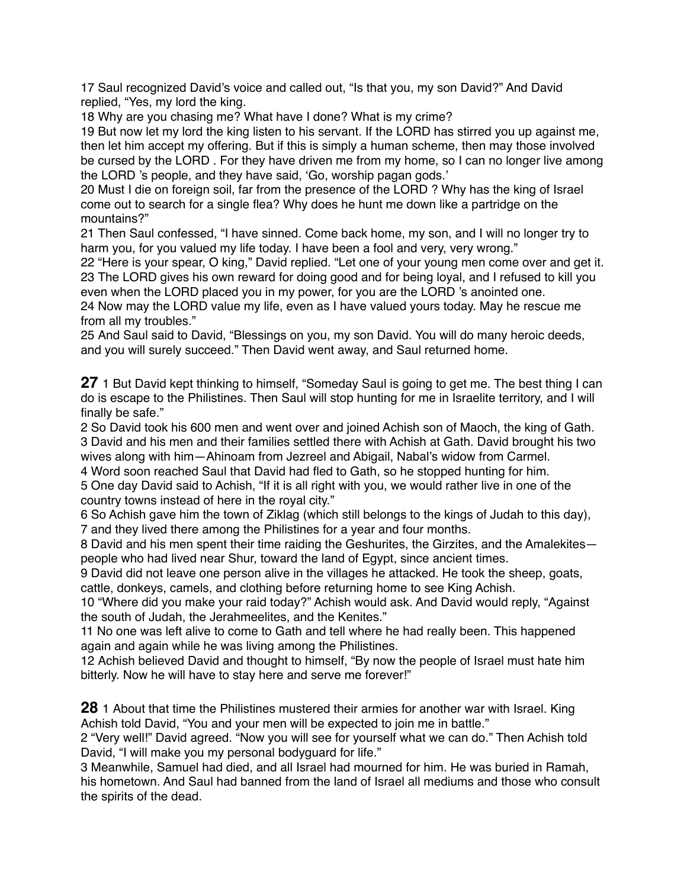17 Saul recognized David's voice and called out, "Is that you, my son David?" And David replied, "Yes, my lord the king.

18 Why are you chasing me? What have I done? What is my crime?

19 But now let my lord the king listen to his servant. If the LORD has stirred you up against me, then let him accept my offering. But if this is simply a human scheme, then may those involved be cursed by the LORD . For they have driven me from my home, so I can no longer live among the LORD 's people, and they have said, 'Go, worship pagan gods.'

20 Must I die on foreign soil, far from the presence of the LORD ? Why has the king of Israel come out to search for a single flea? Why does he hunt me down like a partridge on the mountains?"

21 Then Saul confessed, "I have sinned. Come back home, my son, and I will no longer try to harm you, for you valued my life today. I have been a fool and very, very wrong."

22 "Here is your spear, O king," David replied. "Let one of your young men come over and get it.

23 The LORD gives his own reward for doing good and for being loyal, and I refused to kill you even when the LORD placed you in my power, for you are the LORD 's anointed one.

24 Now may the LORD value my life, even as I have valued yours today. May he rescue me from all my troubles."

25 And Saul said to David, "Blessings on you, my son David. You will do many heroic deeds, and you will surely succeed." Then David went away, and Saul returned home.

**27** 1 But David kept thinking to himself, "Someday Saul is going to get me. The best thing I can do is escape to the Philistines. Then Saul will stop hunting for me in Israelite territory, and I will finally be safe."

2 So David took his 600 men and went over and joined Achish son of Maoch, the king of Gath.

3 David and his men and their families settled there with Achish at Gath. David brought his two wives along with him—Ahinoam from Jezreel and Abigail, Nabal's widow from Carmel.

4 Word soon reached Saul that David had fled to Gath, so he stopped hunting for him.

5 One day David said to Achish, "If it is all right with you, we would rather live in one of the country towns instead of here in the royal city."

6 So Achish gave him the town of Ziklag (which still belongs to the kings of Judah to this day),

7 and they lived there among the Philistines for a year and four months.

8 David and his men spent their time raiding the Geshurites, the Girzites, and the Amalekites—people who had lived near Shur, toward the land of Egypt, since ancient times.

9 David did not leave one person alive in the villages he attacked. He took the sheep, goats, cattle, donkeys, camels, and clothing before returning home to see King Achish.

10 "Where did you make your raid today?" Achish would ask. And David would reply, "Against the south of Judah, the Jerahmeelites, and the Kenites."

11 No one was left alive to come to Gath and tell where he had really been. This happened again and again while he was living among the Philistines.

12 Achish believed David and thought to himself, "By now the people of Israel must hate him bitterly. Now he will have to stay here and serve me forever!"

**28** 1 About that time the Philistines mustered their armies for another war with Israel. King Achish told David, "You and your men will be expected to join me in battle."

2 "Very well!" David agreed. "Now you will see for yourself what we can do." Then Achish told David, "I will make you my personal bodyguard for life."

3 Meanwhile, Samuel had died, and all Israel had mourned for him. He was buried in Ramah, his hometown. And Saul had banned from the land of Israel all mediums and those who consult the spirits of the dead.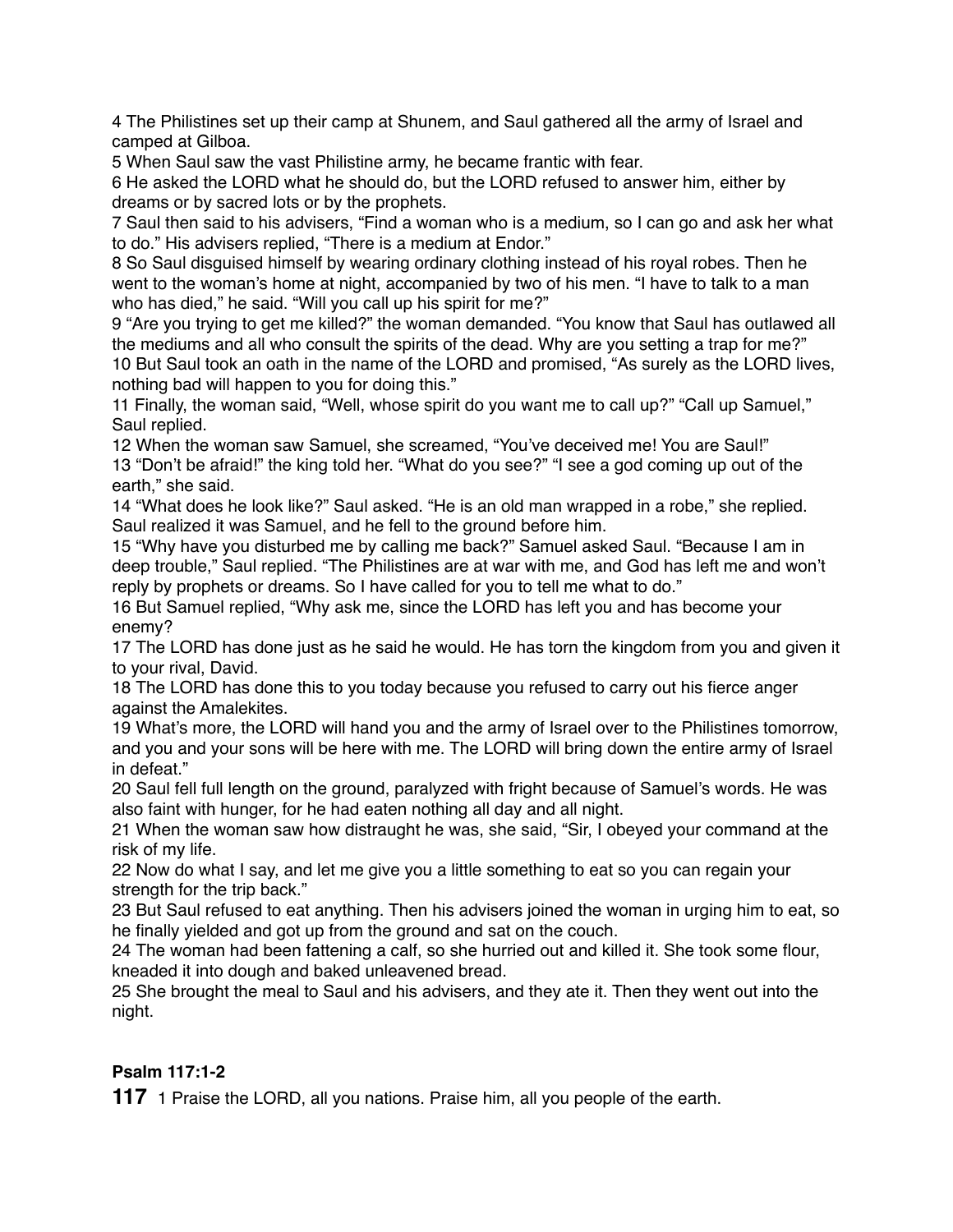4 The Philistines set up their camp at Shunem, and Saul gathered all the army of Israel and camped at Gilboa.
5 When Saul saw the vast Philistine army, he became frantic with fear.
6 He asked the LORD what he should do, but the LORD refused to answer him, either by dreams or by sacred lots or by the prophets.
7 Saul then said to his advisers, “Find a woman who is a medium, so I can go and ask her what to do.” His advisers replied, “There is a medium at Endor.”
8 So Saul disguised himself by wearing ordinary clothing instead of his royal robes. Then he went to the woman’s home at night, accompanied by two of his men. “I have to talk to a man who has died,” he said. “Will you call up his spirit for me?”
9 “Are you trying to get me killed?” the woman demanded. “You know that Saul has outlawed all the mediums and all who consult the spirits of the dead. Why are you setting a trap for me?”
10 But Saul took an oath in the name of the LORD and promised, “As surely as the LORD lives, nothing bad will happen to you for doing this.”
11 Finally, the woman said, “Well, whose spirit do you want me to call up?” “Call up Samuel,” Saul replied.
12 When the woman saw Samuel, she screamed, “You’ve deceived me! You are Saul!”
13 “Don’t be afraid!” the king told her. “What do you see?” “I see a god coming up out of the earth,” she said.
14 “What does he look like?” Saul asked. “He is an old man wrapped in a robe,” she replied. Saul realized it was Samuel, and he fell to the ground before him.
15 “Why have you disturbed me by calling me back?” Samuel asked Saul. “Because I am in deep trouble,” Saul replied. “The Philistines are at war with me, and God has left me and won’t reply by prophets or dreams. So I have called for you to tell me what to do.”
16 But Samuel replied, “Why ask me, since the LORD has left you and has become your enemy?
17 The LORD has done just as he said he would. He has torn the kingdom from you and given it to your rival, David.
18 The LORD has done this to you today because you refused to carry out his fierce anger against the Amalekites.
19 What’s more, the LORD will hand you and the army of Israel over to the Philistines tomorrow, and you and your sons will be here with me. The LORD will bring down the entire army of Israel in defeat.”
20 Saul fell full length on the ground, paralyzed with fright because of Samuel’s words. He was also faint with hunger, for he had eaten nothing all day and all night.
21 When the woman saw how distraught he was, she said, “Sir, I obeyed your command at the risk of my life.
22 Now do what I say, and let me give you a little something to eat so you can regain your strength for the trip back.”
23 But Saul refused to eat anything. Then his advisers joined the woman in urging him to eat, so he finally yielded and got up from the ground and sat on the couch.
24 The woman had been fattening a calf, so she hurried out and killed it. She took some flour, kneaded it into dough and baked unleavened bread.
25 She brought the meal to Saul and his advisers, and they ate it. Then they went out into the night.

**Psalm 117:1-2**

**117** 1 Praise the LORD, all you nations. Praise him, all you people of the earth.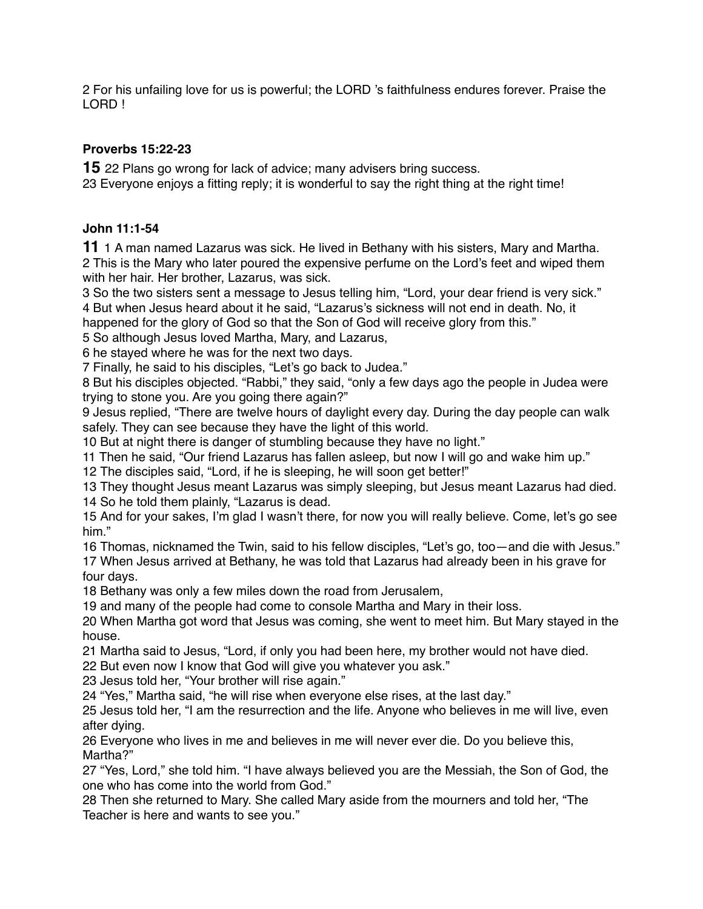2 For his unfailing love for us is powerful; the LORD 's faithfulness endures forever. Praise the LORD !

**Proverbs 15:22-23**

**15** 22 Plans go wrong for lack of advice; many advisers bring success.
23 Everyone enjoys a fitting reply; it is wonderful to say the right thing at the right time!

**John 11:1-54**

**11** 1 A man named Lazarus was sick. He lived in Bethany with his sisters, Mary and Martha.
2 This is the Mary who later poured the expensive perfume on the Lord's feet and wiped them with her hair. Her brother, Lazarus, was sick.
3 So the two sisters sent a message to Jesus telling him, "Lord, your dear friend is very sick."
4 But when Jesus heard about it he said, "Lazarus's sickness will not end in death. No, it happened for the glory of God so that the Son of God will receive glory from this."
5 So although Jesus loved Martha, Mary, and Lazarus,
6 he stayed where he was for the next two days.
7 Finally, he said to his disciples, "Let's go back to Judea."
8 But his disciples objected. "Rabbi," they said, "only a few days ago the people in Judea were trying to stone you. Are you going there again?"
9 Jesus replied, "There are twelve hours of daylight every day. During the day people can walk safely. They can see because they have the light of this world.
10 But at night there is danger of stumbling because they have no light."
11 Then he said, "Our friend Lazarus has fallen asleep, but now I will go and wake him up."
12 The disciples said, "Lord, if he is sleeping, he will soon get better!"
13 They thought Jesus meant Lazarus was simply sleeping, but Jesus meant Lazarus had died.
14 So he told them plainly, "Lazarus is dead.
15 And for your sakes, I'm glad I wasn't there, for now you will really believe. Come, let's go see him."
16 Thomas, nicknamed the Twin, said to his fellow disciples, "Let's go, too—and die with Jesus."
17 When Jesus arrived at Bethany, he was told that Lazarus had already been in his grave for four days.
18 Bethany was only a few miles down the road from Jerusalem,
19 and many of the people had come to console Martha and Mary in their loss.
20 When Martha got word that Jesus was coming, she went to meet him. But Mary stayed in the house.
21 Martha said to Jesus, "Lord, if only you had been here, my brother would not have died.
22 But even now I know that God will give you whatever you ask."
23 Jesus told her, "Your brother will rise again."
24 "Yes," Martha said, "he will rise when everyone else rises, at the last day."
25 Jesus told her, "I am the resurrection and the life. Anyone who believes in me will live, even after dying.
26 Everyone who lives in me and believes in me will never ever die. Do you believe this, Martha?"
27 "Yes, Lord," she told him. "I have always believed you are the Messiah, the Son of God, the one who has come into the world from God."
28 Then she returned to Mary. She called Mary aside from the mourners and told her, "The Teacher is here and wants to see you."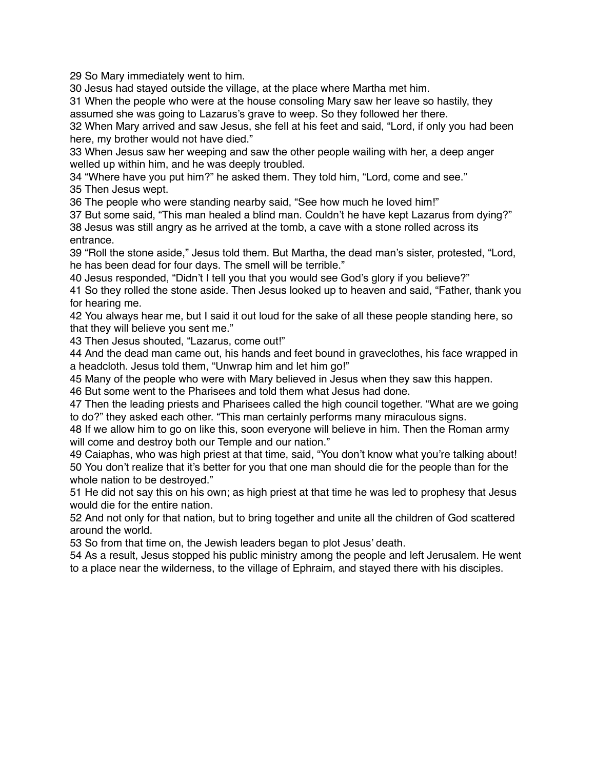29 So Mary immediately went to him.
30 Jesus had stayed outside the village, at the place where Martha met him.
31 When the people who were at the house consoling Mary saw her leave so hastily, they assumed she was going to Lazarus's grave to weep. So they followed her there.
32 When Mary arrived and saw Jesus, she fell at his feet and said, "Lord, if only you had been here, my brother would not have died."
33 When Jesus saw her weeping and saw the other people wailing with her, a deep anger welled up within him, and he was deeply troubled.
34 "Where have you put him?" he asked them. They told him, "Lord, come and see."
35 Then Jesus wept.
36 The people who were standing nearby said, "See how much he loved him!"
37 But some said, "This man healed a blind man. Couldn't he have kept Lazarus from dying?"
38 Jesus was still angry as he arrived at the tomb, a cave with a stone rolled across its entrance.
39 "Roll the stone aside," Jesus told them. But Martha, the dead man's sister, protested, "Lord, he has been dead for four days. The smell will be terrible."
40 Jesus responded, "Didn't I tell you that you would see God's glory if you believe?"
41 So they rolled the stone aside. Then Jesus looked up to heaven and said, "Father, thank you for hearing me.
42 You always hear me, but I said it out loud for the sake of all these people standing here, so that they will believe you sent me."
43 Then Jesus shouted, "Lazarus, come out!"
44 And the dead man came out, his hands and feet bound in graveclothes, his face wrapped in a headcloth. Jesus told them, "Unwrap him and let him go!"
45 Many of the people who were with Mary believed in Jesus when they saw this happen.
46 But some went to the Pharisees and told them what Jesus had done.
47 Then the leading priests and Pharisees called the high council together. "What are we going to do?" they asked each other. "This man certainly performs many miraculous signs.
48 If we allow him to go on like this, soon everyone will believe in him. Then the Roman army will come and destroy both our Temple and our nation."
49 Caiaphas, who was high priest at that time, said, "You don't know what you're talking about!
50 You don't realize that it's better for you that one man should die for the people than for the whole nation to be destroyed."
51 He did not say this on his own; as high priest at that time he was led to prophesy that Jesus would die for the entire nation.
52 And not only for that nation, but to bring together and unite all the children of God scattered around the world.
53 So from that time on, the Jewish leaders began to plot Jesus' death.
54 As a result, Jesus stopped his public ministry among the people and left Jerusalem. He went to a place near the wilderness, to the village of Ephraim, and stayed there with his disciples.